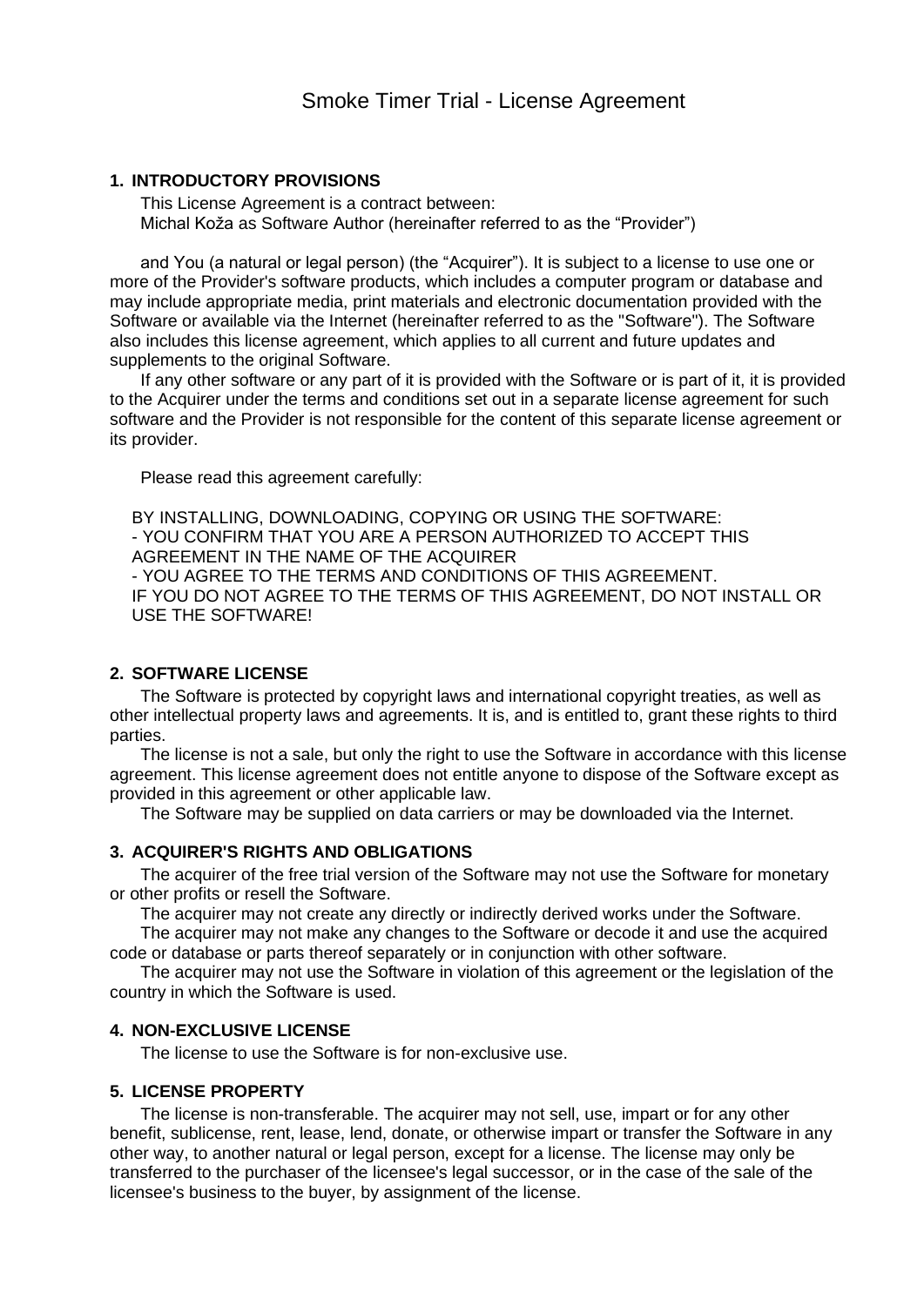# Smoke Timer Trial - License Agreement

## 1. INTRODUCTORY PROVISIONS

This License Agreement is a contract between:
Michal Koža as Software Author (hereinafter referred to as the "Provider")

and You (a natural or legal person) (the "Acquirer"). It is subject to a license to use one or more of the Provider's software products, which includes a computer program or database and may include appropriate media, print materials and electronic documentation provided with the Software or available via the Internet (hereinafter referred to as the "Software"). The Software also includes this license agreement, which applies to all current and future updates and supplements to the original Software.

If any other software or any part of it is provided with the Software or is part of it, it is provided to the Acquirer under the terms and conditions set out in a separate license agreement for such software and the Provider is not responsible for the content of this separate license agreement or its provider.

Please read this agreement carefully:

BY INSTALLING, DOWNLOADING, COPYING OR USING THE SOFTWARE:
- YOU CONFIRM THAT YOU ARE A PERSON AUTHORIZED TO ACCEPT THIS AGREEMENT IN THE NAME OF THE ACQUIRER
- YOU AGREE TO THE TERMS AND CONDITIONS OF THIS AGREEMENT.

IF YOU DO NOT AGREE TO THE TERMS OF THIS AGREEMENT, DO NOT INSTALL OR USE THE SOFTWARE!

## 2. SOFTWARE LICENSE

The Software is protected by copyright laws and international copyright treaties, as well as other intellectual property laws and agreements. It is, and is entitled to, grant these rights to third parties.

The license is not a sale, but only the right to use the Software in accordance with this license agreement. This license agreement does not entitle anyone to dispose of the Software except as provided in this agreement or other applicable law.

The Software may be supplied on data carriers or may be downloaded via the Internet.

## 3. ACQUIRER'S RIGHTS AND OBLIGATIONS

The acquirer of the free trial version of the Software may not use the Software for monetary or other profits or resell the Software.

The acquirer may not create any directly or indirectly derived works under the Software.

The acquirer may not make any changes to the Software or decode it and use the acquired code or database or parts thereof separately or in conjunction with other software.

The acquirer may not use the Software in violation of this agreement or the legislation of the country in which the Software is used.

## 4. NON-EXCLUSIVE LICENSE

The license to use the Software is for non-exclusive use.

## 5. LICENSE PROPERTY

The license is non-transferable. The acquirer may not sell, use, impart or for any other benefit, sublicense, rent, lease, lend, donate, or otherwise impart or transfer the Software in any other way, to another natural or legal person, except for a license. The license may only be transferred to the purchaser of the licensee's legal successor, or in the case of the sale of the licensee's business to the buyer, by assignment of the license.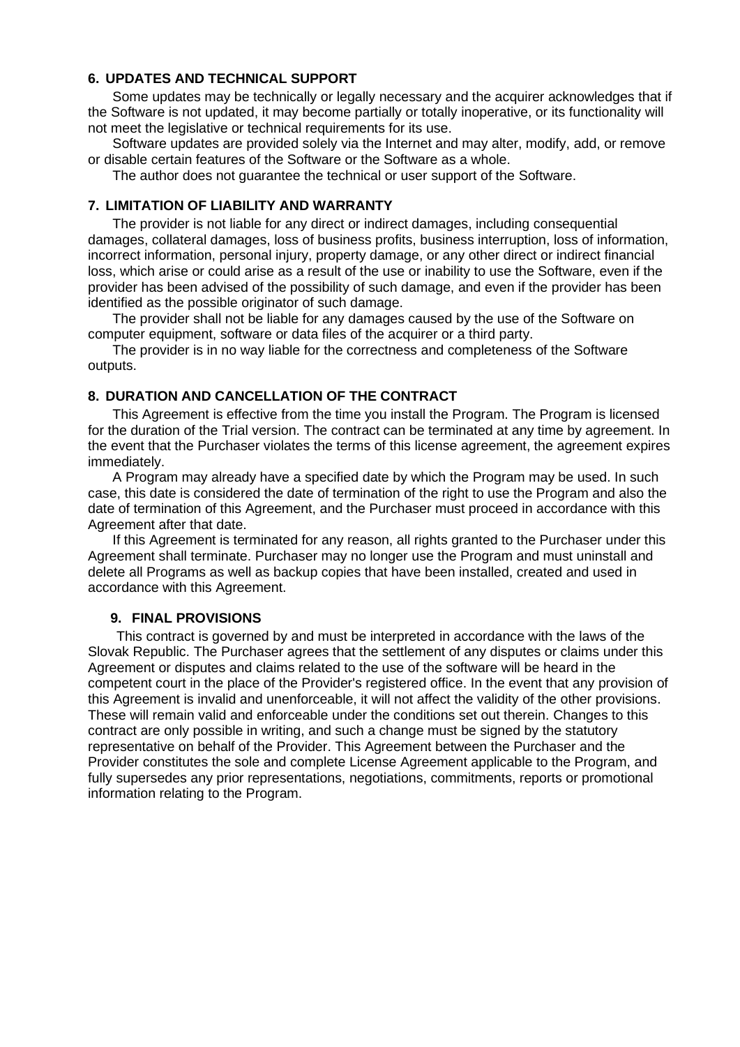## 6. UPDATES AND TECHNICAL SUPPORT

Some updates may be technically or legally necessary and the acquirer acknowledges that if the Software is not updated, it may become partially or totally inoperative, or its functionality will not meet the legislative or technical requirements for its use.

Software updates are provided solely via the Internet and may alter, modify, add, or remove or disable certain features of the Software or the Software as a whole.

The author does not guarantee the technical or user support of the Software.

## 7. LIMITATION OF LIABILITY AND WARRANTY

The provider is not liable for any direct or indirect damages, including consequential damages, collateral damages, loss of business profits, business interruption, loss of information, incorrect information, personal injury, property damage, or any other direct or indirect financial loss, which arise or could arise as a result of the use or inability to use the Software, even if the provider has been advised of the possibility of such damage, and even if the provider has been identified as the possible originator of such damage.

The provider shall not be liable for any damages caused by the use of the Software on computer equipment, software or data files of the acquirer or a third party.

The provider is in no way liable for the correctness and completeness of the Software outputs.

## 8. DURATION AND CANCELLATION OF THE CONTRACT

This Agreement is effective from the time you install the Program. The Program is licensed for the duration of the Trial version. The contract can be terminated at any time by agreement. In the event that the Purchaser violates the terms of this license agreement, the agreement expires immediately.

A Program may already have a specified date by which the Program may be used. In such case, this date is considered the date of termination of the right to use the Program and also the date of termination of this Agreement, and the Purchaser must proceed in accordance with this Agreement after that date.

If this Agreement is terminated for any reason, all rights granted to the Purchaser under this Agreement shall terminate. Purchaser may no longer use the Program and must uninstall and delete all Programs as well as backup copies that have been installed, created and used in accordance with this Agreement.

## 9. FINAL PROVISIONS

This contract is governed by and must be interpreted in accordance with the laws of the Slovak Republic. The Purchaser agrees that the settlement of any disputes or claims under this Agreement or disputes and claims related to the use of the software will be heard in the competent court in the place of the Provider's registered office. In the event that any provision of this Agreement is invalid and unenforceable, it will not affect the validity of the other provisions. These will remain valid and enforceable under the conditions set out therein. Changes to this contract are only possible in writing, and such a change must be signed by the statutory representative on behalf of the Provider. This Agreement between the Purchaser and the Provider constitutes the sole and complete License Agreement applicable to the Program, and fully supersedes any prior representations, negotiations, commitments, reports or promotional information relating to the Program.